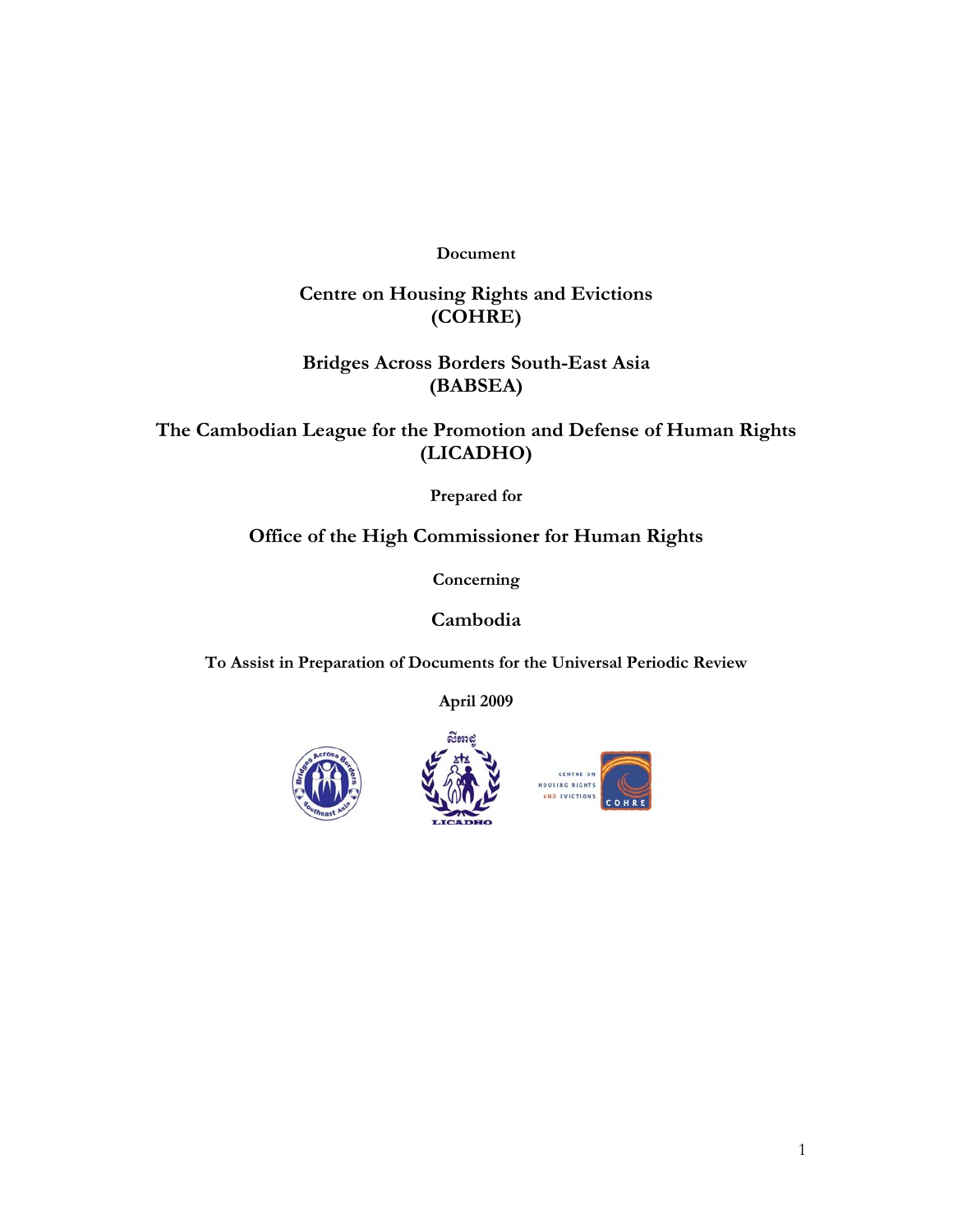**Document**

**Centre on Housing Rights and Evictions (COHRE)**

**Bridges Across Borders South-East Asia (BABSEA)**

**The Cambodian League for the Promotion and Defense of Human Rights (LICADHO)**

**Prepared for**

**Office of the High Commissioner for Human Rights**

**Concerning**

**Cambodia**

**To Assist in Preparation of Documents for the Universal Periodic Review**

**April 2009**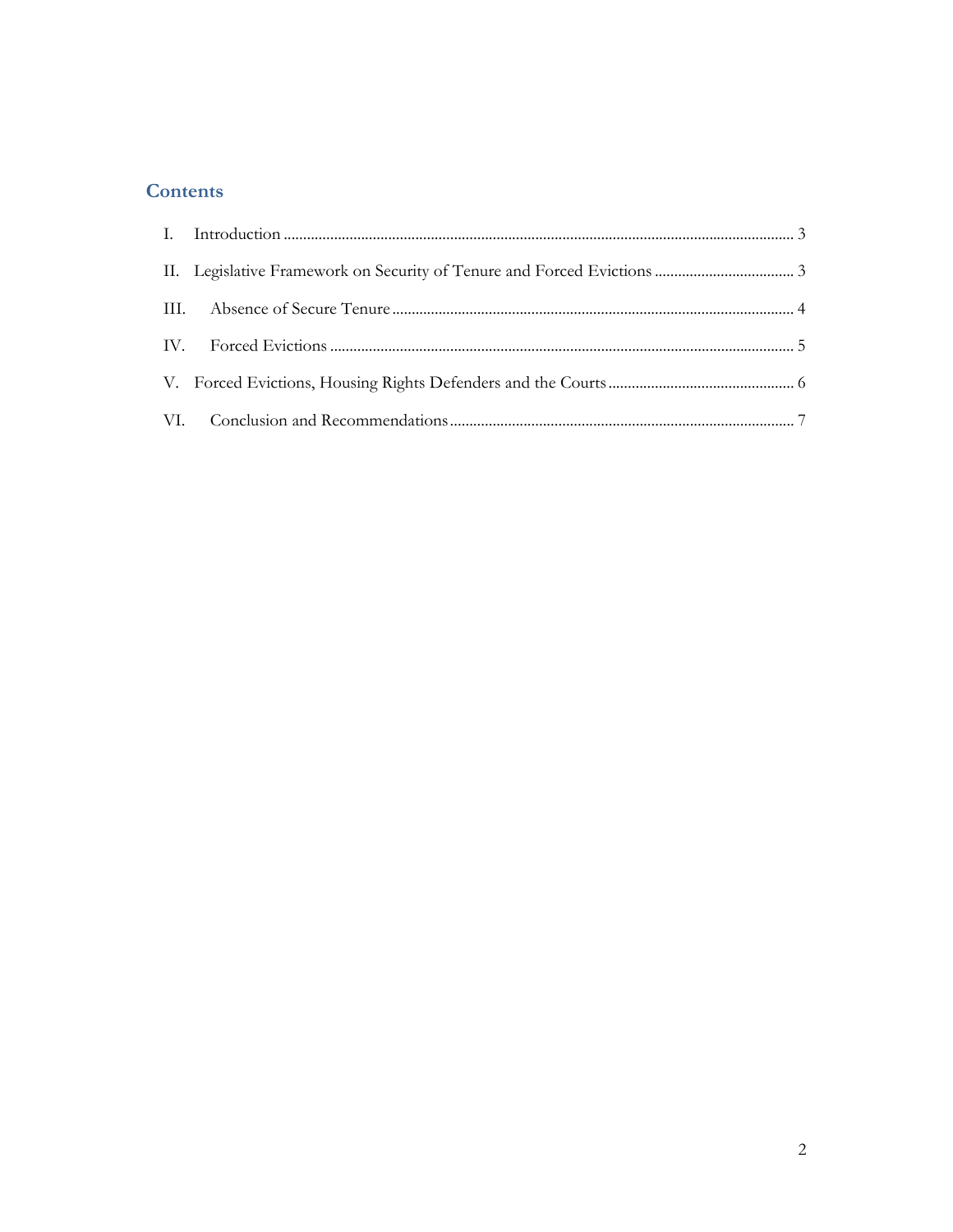## Contents

I. Introduction ..................................................................................................................... 3

II. Legislative Framework on Security of Tenure and Forced Evictions .................................... 3

III. Absence of Secure Tenure ........................................................................................... 4

IV. Forced Evictions ........................................................................................................ 5

V. Forced Evictions, Housing Rights Defenders and the Courts ................................................ 6

VI. Conclusion and Recommendations ............................................................................... 7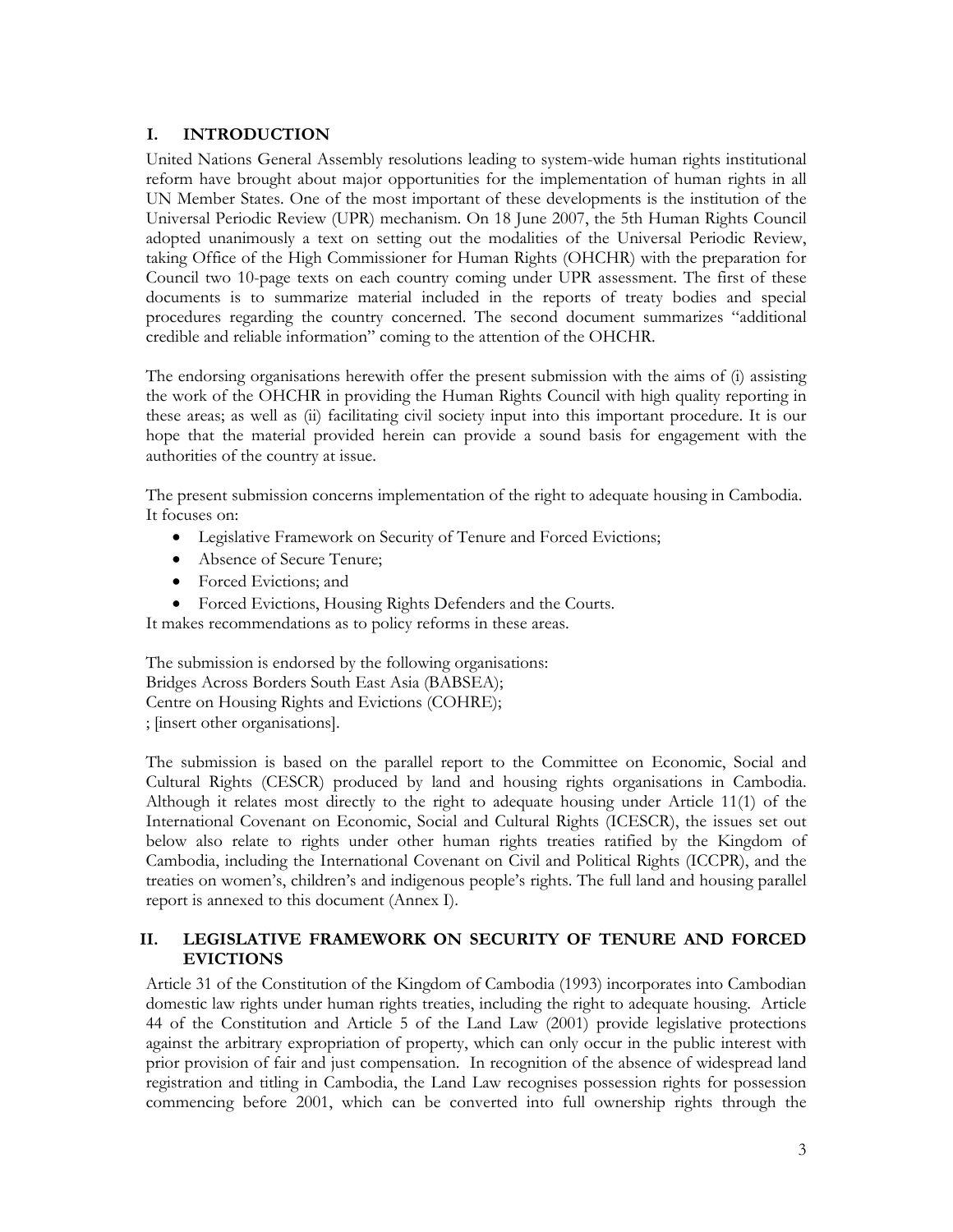## I. INTRODUCTION

United Nations General Assembly resolutions leading to system-wide human rights institutional reform have brought about major opportunities for the implementation of human rights in all UN Member States. One of the most important of these developments is the institution of the Universal Periodic Review (UPR) mechanism. On 18 June 2007, the 5th Human Rights Council adopted unanimously a text on setting out the modalities of the Universal Periodic Review, taking Office of the High Commissioner for Human Rights (OHCHR) with the preparation for Council two 10-page texts on each country coming under UPR assessment. The first of these documents is to summarize material included in the reports of treaty bodies and special procedures regarding the country concerned. The second document summarizes "additional credible and reliable information" coming to the attention of the OHCHR.

The endorsing organisations herewith offer the present submission with the aims of (i) assisting the work of the OHCHR in providing the Human Rights Council with high quality reporting in these areas; as well as (ii) facilitating civil society input into this important procedure. It is our hope that the material provided herein can provide a sound basis for engagement with the authorities of the country at issue.

The present submission concerns implementation of the right to adequate housing in Cambodia. It focuses on:

- Legislative Framework on Security of Tenure and Forced Evictions;
- Absence of Secure Tenure;
- Forced Evictions; and
- Forced Evictions, Housing Rights Defenders and the Courts.

It makes recommendations as to policy reforms in these areas.

The submission is endorsed by the following organisations:
Bridges Across Borders South East Asia (BABSEA);
Centre on Housing Rights and Evictions (COHRE);
; [insert other organisations].

The submission is based on the parallel report to the Committee on Economic, Social and Cultural Rights (CESCR) produced by land and housing rights organisations in Cambodia. Although it relates most directly to the right to adequate housing under Article 11(1) of the International Covenant on Economic, Social and Cultural Rights (ICESCR), the issues set out below also relate to rights under other human rights treaties ratified by the Kingdom of Cambodia, including the International Covenant on Civil and Political Rights (ICCPR), and the treaties on women's, children's and indigenous people's rights. The full land and housing parallel report is annexed to this document (Annex I).

## II. LEGISLATIVE FRAMEWORK ON SECURITY OF TENURE AND FORCED EVICTIONS

Article 31 of the Constitution of the Kingdom of Cambodia (1993) incorporates into Cambodian domestic law rights under human rights treaties, including the right to adequate housing. Article 44 of the Constitution and Article 5 of the Land Law (2001) provide legislative protections against the arbitrary expropriation of property, which can only occur in the public interest with prior provision of fair and just compensation. In recognition of the absence of widespread land registration and titling in Cambodia, the Land Law recognises possession rights for possession commencing before 2001, which can be converted into full ownership rights through the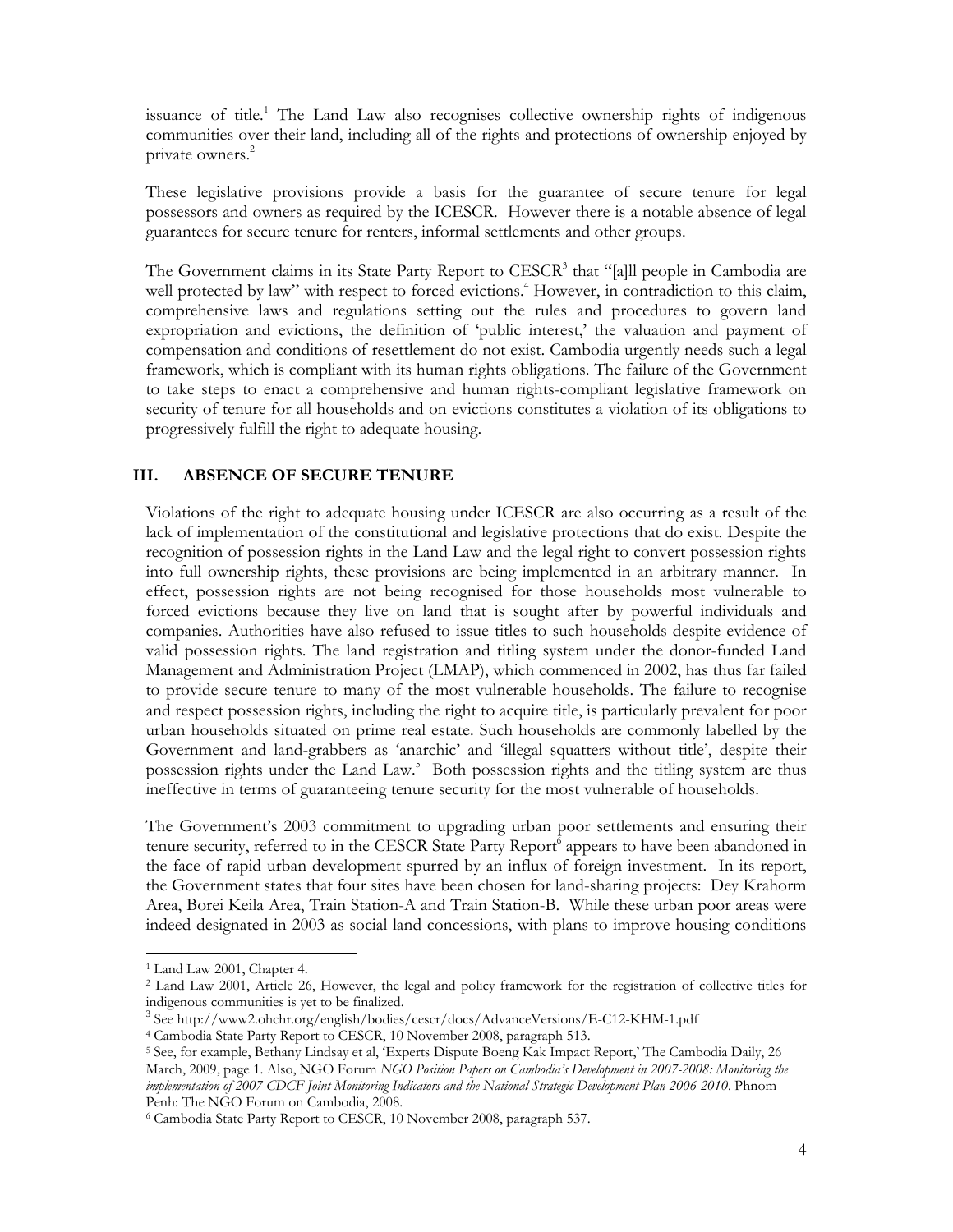issuance of title.[1] The Land Law also recognises collective ownership rights of indigenous communities over their land, including all of the rights and protections of ownership enjoyed by private owners.[2]

These legislative provisions provide a basis for the guarantee of secure tenure for legal possessors and owners as required by the ICESCR. However there is a notable absence of legal guarantees for secure tenure for renters, informal settlements and other groups.

The Government claims in its State Party Report to CESCR[3] that "[a]ll people in Cambodia are well protected by law" with respect to forced evictions.[4] However, in contradiction to this claim, comprehensive laws and regulations setting out the rules and procedures to govern land expropriation and evictions, the definition of 'public interest,' the valuation and payment of compensation and conditions of resettlement do not exist. Cambodia urgently needs such a legal framework, which is compliant with its human rights obligations. The failure of the Government to take steps to enact a comprehensive and human rights-compliant legislative framework on security of tenure for all households and on evictions constitutes a violation of its obligations to progressively fulfill the right to adequate housing.

## III. ABSENCE OF SECURE TENURE

Violations of the right to adequate housing under ICESCR are also occurring as a result of the lack of implementation of the constitutional and legislative protections that do exist. Despite the recognition of possession rights in the Land Law and the legal right to convert possession rights into full ownership rights, these provisions are being implemented in an arbitrary manner. In effect, possession rights are not being recognised for those households most vulnerable to forced evictions because they live on land that is sought after by powerful individuals and companies. Authorities have also refused to issue titles to such households despite evidence of valid possession rights. The land registration and titling system under the donor-funded Land Management and Administration Project (LMAP), which commenced in 2002, has thus far failed to provide secure tenure to many of the most vulnerable households. The failure to recognise and respect possession rights, including the right to acquire title, is particularly prevalent for poor urban households situated on prime real estate. Such households are commonly labelled by the Government and land-grabbers as 'anarchic' and 'illegal squatters without title', despite their possession rights under the Land Law.[5] Both possession rights and the titling system are thus ineffective in terms of guaranteeing tenure security for the most vulnerable of households.

The Government's 2003 commitment to upgrading urban poor settlements and ensuring their tenure security, referred to in the CESCR State Party Report[6] appears to have been abandoned in the face of rapid urban development spurred by an influx of foreign investment. In its report, the Government states that four sites have been chosen for land-sharing projects: Dey Krahorm Area, Borei Keila Area, Train Station-A and Train Station-B. While these urban poor areas were indeed designated in 2003 as social land concessions, with plans to improve housing conditions

---

[1] Land Law 2001, Chapter 4.

[2] Land Law 2001, Article 26, However, the legal and policy framework for the registration of collective titles for indigenous communities is yet to be finalized.

[3] See http://www2.ohchr.org/english/bodies/cescr/docs/AdvanceVersions/E-C12-KHM-1.pdf

[4] Cambodia State Party Report to CESCR, 10 November 2008, paragraph 513.

[5] See, for example, Bethany Lindsay et al, 'Experts Dispute Boeng Kak Impact Report,' The Cambodia Daily, 26 March, 2009, page 1. Also, NGO Forum *NGO Position Papers on Cambodia's Development in 2007-2008: Monitoring the implementation of 2007 CDCF Joint Monitoring Indicators and the National Strategic Development Plan 2006-2010*. Phnom Penh: The NGO Forum on Cambodia, 2008.

[6] Cambodia State Party Report to CESCR, 10 November 2008, paragraph 537.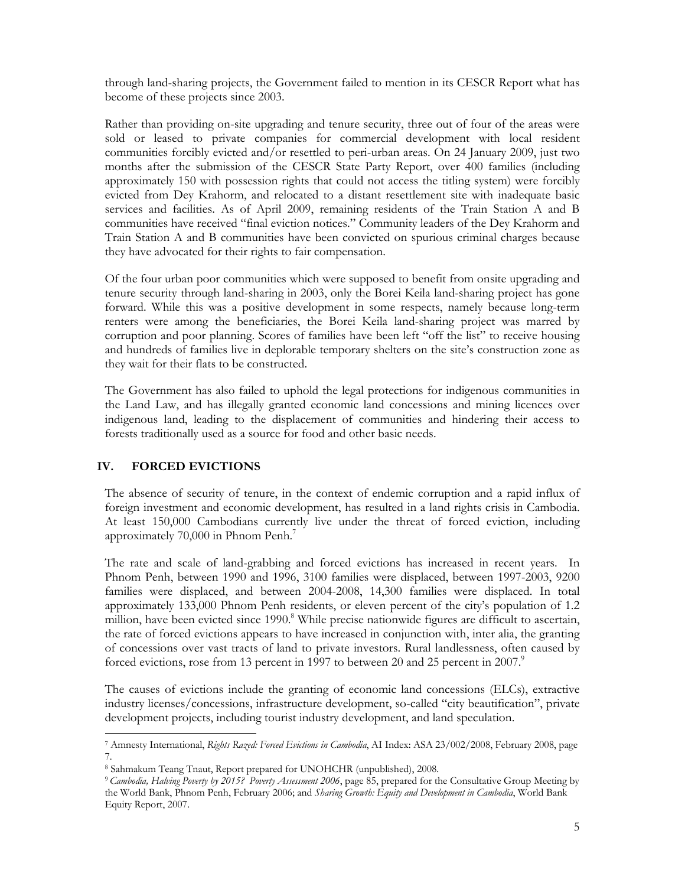through land-sharing projects, the Government failed to mention in its CESCR Report what has become of these projects since 2003.

Rather than providing on-site upgrading and tenure security, three out of four of the areas were sold or leased to private companies for commercial development with local resident communities forcibly evicted and/or resettled to peri-urban areas. On 24 January 2009, just two months after the submission of the CESCR State Party Report, over 400 families (including approximately 150 with possession rights that could not access the titling system) were forcibly evicted from Dey Krahorm, and relocated to a distant resettlement site with inadequate basic services and facilities. As of April 2009, remaining residents of the Train Station A and B communities have received "final eviction notices." Community leaders of the Dey Krahorm and Train Station A and B communities have been convicted on spurious criminal charges because they have advocated for their rights to fair compensation.

Of the four urban poor communities which were supposed to benefit from onsite upgrading and tenure security through land-sharing in 2003, only the Borei Keila land-sharing project has gone forward. While this was a positive development in some respects, namely because long-term renters were among the beneficiaries, the Borei Keila land-sharing project was marred by corruption and poor planning. Scores of families have been left "off the list" to receive housing and hundreds of families live in deplorable temporary shelters on the site's construction zone as they wait for their flats to be constructed.

The Government has also failed to uphold the legal protections for indigenous communities in the Land Law, and has illegally granted economic land concessions and mining licences over indigenous land, leading to the displacement of communities and hindering their access to forests traditionally used as a source for food and other basic needs.

## IV. FORCED EVICTIONS

The absence of security of tenure, in the context of endemic corruption and a rapid influx of foreign investment and economic development, has resulted in a land rights crisis in Cambodia. At least 150,000 Cambodians currently live under the threat of forced eviction, including approximately 70,000 in Phnom Penh.[7]

The rate and scale of land-grabbing and forced evictions has increased in recent years. In Phnom Penh, between 1990 and 1996, 3100 families were displaced, between 1997-2003, 9200 families were displaced, and between 2004-2008, 14,300 families were displaced. In total approximately 133,000 Phnom Penh residents, or eleven percent of the city's population of 1.2 million, have been evicted since 1990.[8] While precise nationwide figures are difficult to ascertain, the rate of forced evictions appears to have increased in conjunction with, inter alia, the granting of concessions over vast tracts of land to private investors. Rural landlessness, often caused by forced evictions, rose from 13 percent in 1997 to between 20 and 25 percent in 2007.[9]

The causes of evictions include the granting of economic land concessions (ELCs), extractive industry licenses/concessions, infrastructure development, so-called "city beautification", private development projects, including tourist industry development, and land speculation.

---

[7] Amnesty International, *Rights Razed: Forced Evictions in Cambodia*, AI Index: ASA 23/002/2008, February 2008, page 7.

[8] Sahmakum Teang Tnaut, Report prepared for UNOHCHR (unpublished), 2008.

[9] *Cambodia, Halving Poverty by 2015? Poverty Assessment 2006*, page 85, prepared for the Consultative Group Meeting by the World Bank, Phnom Penh, February 2006; and *Sharing Growth: Equity and Development in Cambodia*, World Bank Equity Report, 2007.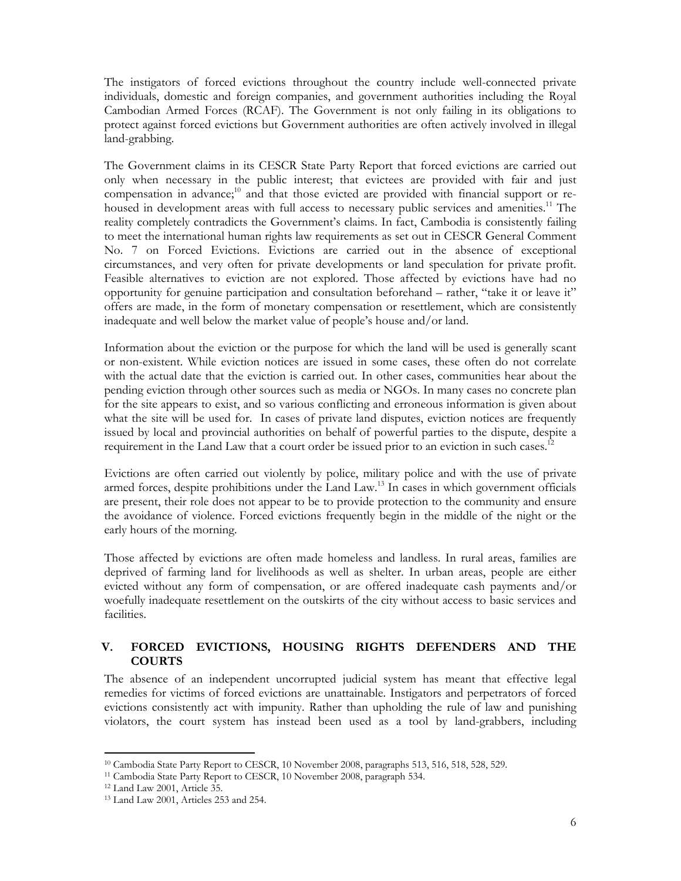The instigators of forced evictions throughout the country include well-connected private individuals, domestic and foreign companies, and government authorities including the Royal Cambodian Armed Forces (RCAF). The Government is not only failing in its obligations to protect against forced evictions but Government authorities are often actively involved in illegal land-grabbing.

The Government claims in its CESCR State Party Report that forced evictions are carried out only when necessary in the public interest; that evictees are provided with fair and just compensation in advance;[10] and that those evicted are provided with financial support or re-housed in development areas with full access to necessary public services and amenities.[11] The reality completely contradicts the Government's claims. In fact, Cambodia is consistently failing to meet the international human rights law requirements as set out in CESCR General Comment No. 7 on Forced Evictions. Evictions are carried out in the absence of exceptional circumstances, and very often for private developments or land speculation for private profit. Feasible alternatives to eviction are not explored. Those affected by evictions have had no opportunity for genuine participation and consultation beforehand – rather, "take it or leave it" offers are made, in the form of monetary compensation or resettlement, which are consistently inadequate and well below the market value of people's house and/or land.

Information about the eviction or the purpose for which the land will be used is generally scant or non-existent. While eviction notices are issued in some cases, these often do not correlate with the actual date that the eviction is carried out. In other cases, communities hear about the pending eviction through other sources such as media or NGOs. In many cases no concrete plan for the site appears to exist, and so various conflicting and erroneous information is given about what the site will be used for. In cases of private land disputes, eviction notices are frequently issued by local and provincial authorities on behalf of powerful parties to the dispute, despite a requirement in the Land Law that a court order be issued prior to an eviction in such cases.[12]

Evictions are often carried out violently by police, military police and with the use of private armed forces, despite prohibitions under the Land Law.[13] In cases in which government officials are present, their role does not appear to be to provide protection to the community and ensure the avoidance of violence. Forced evictions frequently begin in the middle of the night or the early hours of the morning.

Those affected by evictions are often made homeless and landless. In rural areas, families are deprived of farming land for livelihoods as well as shelter. In urban areas, people are either evicted without any form of compensation, or are offered inadequate cash payments and/or woefully inadequate resettlement on the outskirts of the city without access to basic services and facilities.

## V. FORCED EVICTIONS, HOUSING RIGHTS DEFENDERS AND THE COURTS

The absence of an independent uncorrupted judicial system has meant that effective legal remedies for victims of forced evictions are unattainable. Instigators and perpetrators of forced evictions consistently act with impunity. Rather than upholding the rule of law and punishing violators, the court system has instead been used as a tool by land-grabbers, including

---

[10] Cambodia State Party Report to CESCR, 10 November 2008, paragraphs 513, 516, 518, 528, 529.

[11] Cambodia State Party Report to CESCR, 10 November 2008, paragraph 534.

[12] Land Law 2001, Article 35.

[13] Land Law 2001, Articles 253 and 254.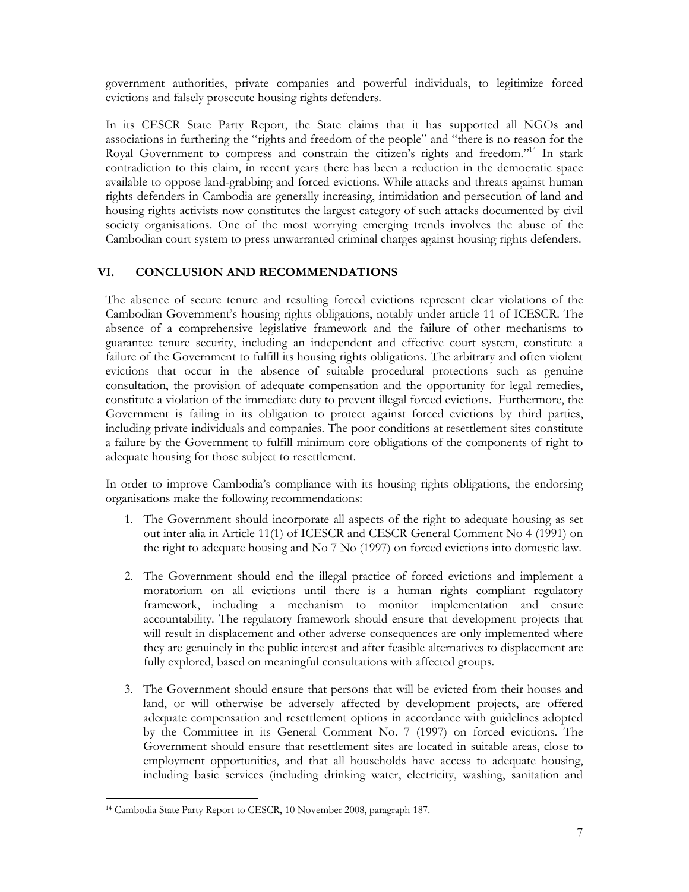government authorities, private companies and powerful individuals, to legitimize forced evictions and falsely prosecute housing rights defenders.

In its CESCR State Party Report, the State claims that it has supported all NGOs and associations in furthering the "rights and freedom of the people" and "there is no reason for the Royal Government to compress and constrain the citizen's rights and freedom."[14] In stark contradiction to this claim, in recent years there has been a reduction in the democratic space available to oppose land-grabbing and forced evictions. While attacks and threats against human rights defenders in Cambodia are generally increasing, intimidation and persecution of land and housing rights activists now constitutes the largest category of such attacks documented by civil society organisations. One of the most worrying emerging trends involves the abuse of the Cambodian court system to press unwarranted criminal charges against housing rights defenders.

## VI. CONCLUSION AND RECOMMENDATIONS

The absence of secure tenure and resulting forced evictions represent clear violations of the Cambodian Government's housing rights obligations, notably under article 11 of ICESCR. The absence of a comprehensive legislative framework and the failure of other mechanisms to guarantee tenure security, including an independent and effective court system, constitute a failure of the Government to fulfill its housing rights obligations. The arbitrary and often violent evictions that occur in the absence of suitable procedural protections such as genuine consultation, the provision of adequate compensation and the opportunity for legal remedies, constitute a violation of the immediate duty to prevent illegal forced evictions. Furthermore, the Government is failing in its obligation to protect against forced evictions by third parties, including private individuals and companies. The poor conditions at resettlement sites constitute a failure by the Government to fulfill minimum core obligations of the components of right to adequate housing for those subject to resettlement.

In order to improve Cambodia's compliance with its housing rights obligations, the endorsing organisations make the following recommendations:

1. The Government should incorporate all aspects of the right to adequate housing as set out inter alia in Article 11(1) of ICESCR and CESCR General Comment No 4 (1991) on the right to adequate housing and No 7 No (1997) on forced evictions into domestic law.

2. The Government should end the illegal practice of forced evictions and implement a moratorium on all evictions until there is a human rights compliant regulatory framework, including a mechanism to monitor implementation and ensure accountability. The regulatory framework should ensure that development projects that will result in displacement and other adverse consequences are only implemented where they are genuinely in the public interest and after feasible alternatives to displacement are fully explored, based on meaningful consultations with affected groups.

3. The Government should ensure that persons that will be evicted from their houses and land, or will otherwise be adversely affected by development projects, are offered adequate compensation and resettlement options in accordance with guidelines adopted by the Committee in its General Comment No. 7 (1997) on forced evictions. The Government should ensure that resettlement sites are located in suitable areas, close to employment opportunities, and that all households have access to adequate housing, including basic services (including drinking water, electricity, washing, sanitation and

[14] Cambodia State Party Report to CESCR, 10 November 2008, paragraph 187.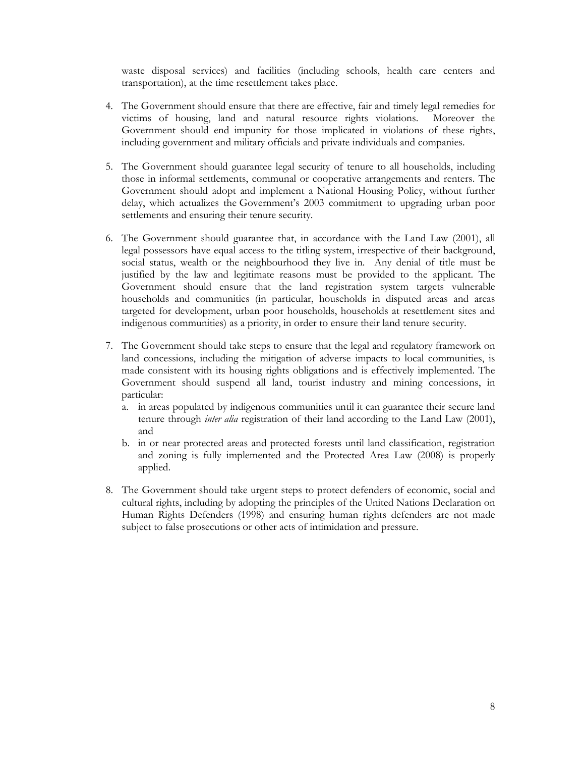waste disposal services) and facilities (including schools, health care centers and transportation), at the time resettlement takes place.

4. The Government should ensure that there are effective, fair and timely legal remedies for victims of housing, land and natural resource rights violations. Moreover the Government should end impunity for those implicated in violations of these rights, including government and military officials and private individuals and companies.

5. The Government should guarantee legal security of tenure to all households, including those in informal settlements, communal or cooperative arrangements and renters. The Government should adopt and implement a National Housing Policy, without further delay, which actualizes the Government's 2003 commitment to upgrading urban poor settlements and ensuring their tenure security.

6. The Government should guarantee that, in accordance with the Land Law (2001), all legal possessors have equal access to the titling system, irrespective of their background, social status, wealth or the neighbourhood they live in. Any denial of title must be justified by the law and legitimate reasons must be provided to the applicant. The Government should ensure that the land registration system targets vulnerable households and communities (in particular, households in disputed areas and areas targeted for development, urban poor households, households at resettlement sites and indigenous communities) as a priority, in order to ensure their land tenure security.

7. The Government should take steps to ensure that the legal and regulatory framework on land concessions, including the mitigation of adverse impacts to local communities, is made consistent with its housing rights obligations and is effectively implemented. The Government should suspend all land, tourist industry and mining concessions, in particular:
   a. in areas populated by indigenous communities until it can guarantee their secure land tenure through *inter alia* registration of their land according to the Land Law (2001), and
   b. in or near protected areas and protected forests until land classification, registration and zoning is fully implemented and the Protected Area Law (2008) is properly applied.

8. The Government should take urgent steps to protect defenders of economic, social and cultural rights, including by adopting the principles of the United Nations Declaration on Human Rights Defenders (1998) and ensuring human rights defenders are not made subject to false prosecutions or other acts of intimidation and pressure.